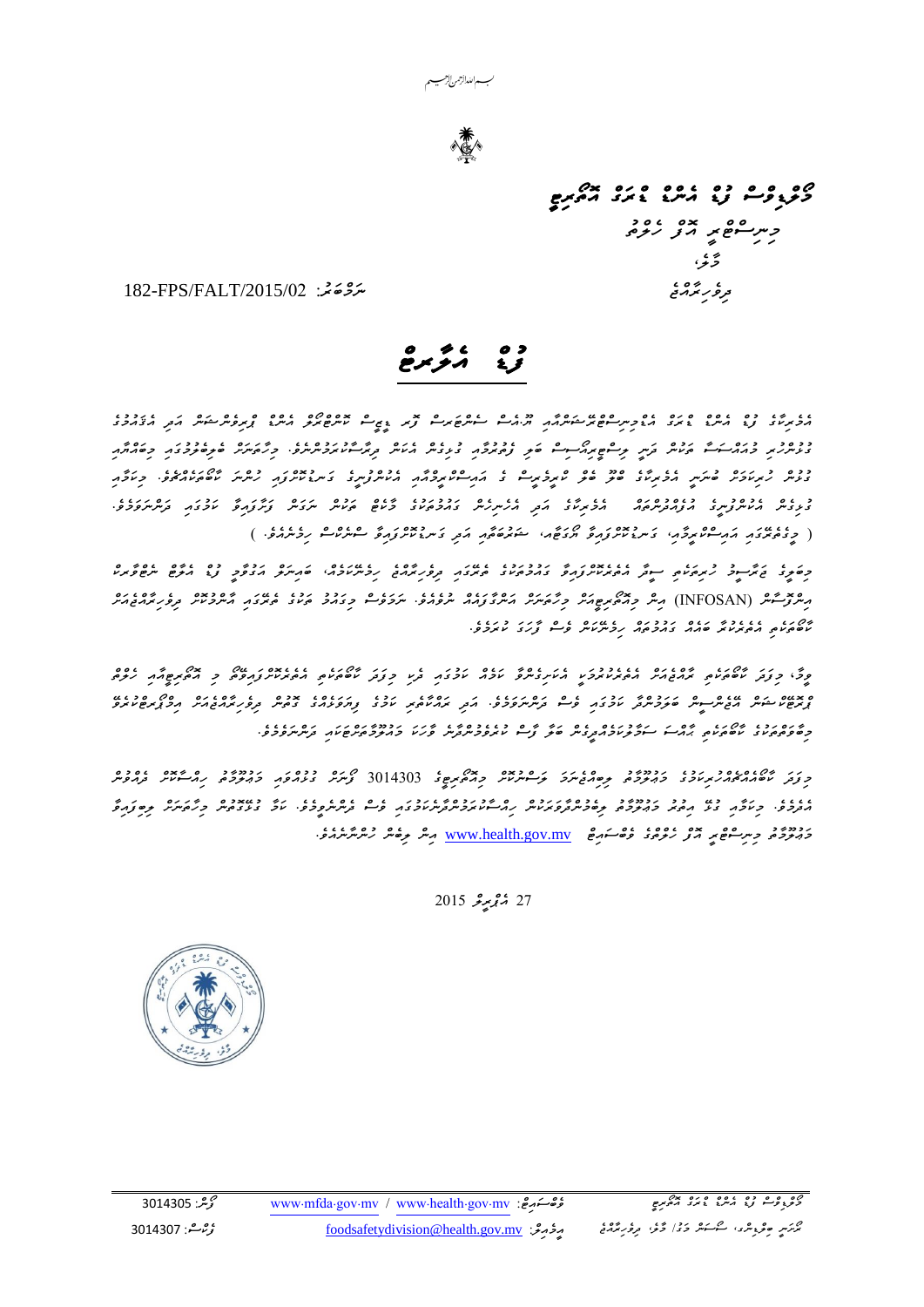# މޯލްޑިވްސް ފުޑް އެންޑް ޑްރަގް އޮތޯރިޓީ

މިނިސްޓްރީ އޮފް ހެލްތު

މާލެ،

ދިވެހިރާއްޖެ

ނަންބަރު: 182-FPS/FALT/2015/02

## ފުޑް އެލާޓް

އެމެރިކާގެ ފުޑް އެންޑް ޑްރަގް އެޑްމިނިސްޓްރޭޝަނާއި ސެންޓަރސް ފޯ ޑިޒީޒް ކޮންޓްރޯލް އެންޑް ޕްރިވެންޝަން އަދި އެމެރިކާގެ ދުނިޔޭގެ ގިނަ ސްޓޭޓްތަކެއްގެ ދިރާސާތަކުން ފާހަގަކުރެވިފައިވާ ގޮތުގައި ލިސްޓީރިއާ ބަލީގެ ސަބަބުން ކެރެމަލް އެޕަލް ކެއުމާ ގުޅިގެން ބަލިޖެހިފައިވާ މީހުން ފެނިފައިވާތީ، އެކަން ދިރާސާކޮށް ފާހަގަކުރެވިފައިވާ ގޮތުގައި ބަލިތަކާ ގުޅުންހުރި ކެރެމަލް އެޕަލް ތައްޔާރުކުރުމުގައި ބޭނުންކުރެވިފައިވާ ޖަނަވަރީ މަހުގެ ކުރީގެ ކެރެމަލް އެޕަލް ބާޒާރުން ނަގާފައިވާ ކަމަށް ބަޔާންކޮށްފައިވެއެވެ.
( މިގޮތުންގައި އަސްލު ޕެކޭޖް، ގޮތްތަކުގައިވާ ބާވަތްތައް، ބައިތަކެއް އަދި އެހެނިހެން ބާވަތްތައް ހިމެނެއެވެ. )

މިބަލީގެ ޖަރާސީމު ހުރިކަމަށް ފާހަގަކުރެވުނު ކާބޯތަކެތި އެތެރެކުރާ ގައުމުތަކުގެ ތެރޭގައި ދިވެހިރާއްޖެ ހިމެނޭކަމަށް، ބައިނަލް އަޤްވާމީ ފުޑް އިންފޯސަން (INFOSAN) އިން މިއޮތޯރިޓީއަށް އަންގާފައި ނުވެއެވެ. ނަމަވެސް މިފަދަ ތަކެތި މިގައުމަށް އެތެރެކުރެވިދާނެތީ ބާޒާރުގައި އެތެރެކުރާ ކާބޯތަކެތި ބަލައި ފާހަގަކޮށް ހިންގުން ފަދަ ކަންކަން ކުރެވޭނެއެވެ.

މިގޮތުން މިފަދަ ކާބޯތަކެތި ބާޒާރުގައި އެތެރެކުރާ ބައިވެރިންނާއި ވިއްކާ ފަރާތްތަކަށް މިފަދަ ކާބޯތަކެތީގެ ބާވަތެއް ބާޒާރުގައި ވިއްކާ ކަމަށް މޯލްޑިވްސް ފުޑް އެންޑް ޑްރަގް އޮތޯރިޓީއަށް އެންގުމަށާއި މިފަދަ ތަކެތި ބާޒާރުން ނަގައި ވިއްކުން ހުއްޓާލުމަށް، ވިޔަފާރިވެރިންނާއި ކާބޯތަކެތީގެ ބާރު މަސައްކަތްކުރާ ފަރާތްތަކަށް މިއޮތޯރިޓީން ދަންނަވަމެވެ.

މިފަދަ ކާބޯތަކެތީގެ މައުލޫމާތު ލިބިއްޖެނަމަ ވީއެންމެ އަވަހަކަށް މޯލްޑިވްސް ފުޑް އެންޑް ޑްރަގް އޮތޯރިޓީގެ 3014303 ފޯނަށް ގުޅުއްވުމަށް ދަންނަވަމެވެ. މިކަމާ ގުޅޭ އިތުރު މަޢުލޫމާތު ބޭނުންފުޅުވާނަމަ މިއޮތޯރިޓީގެ ވެބްސައިޓް www.health.gov.mv އިން ލިބިގަނެވޭނެއެވެ.

27 ޖަނަވަރީ 2015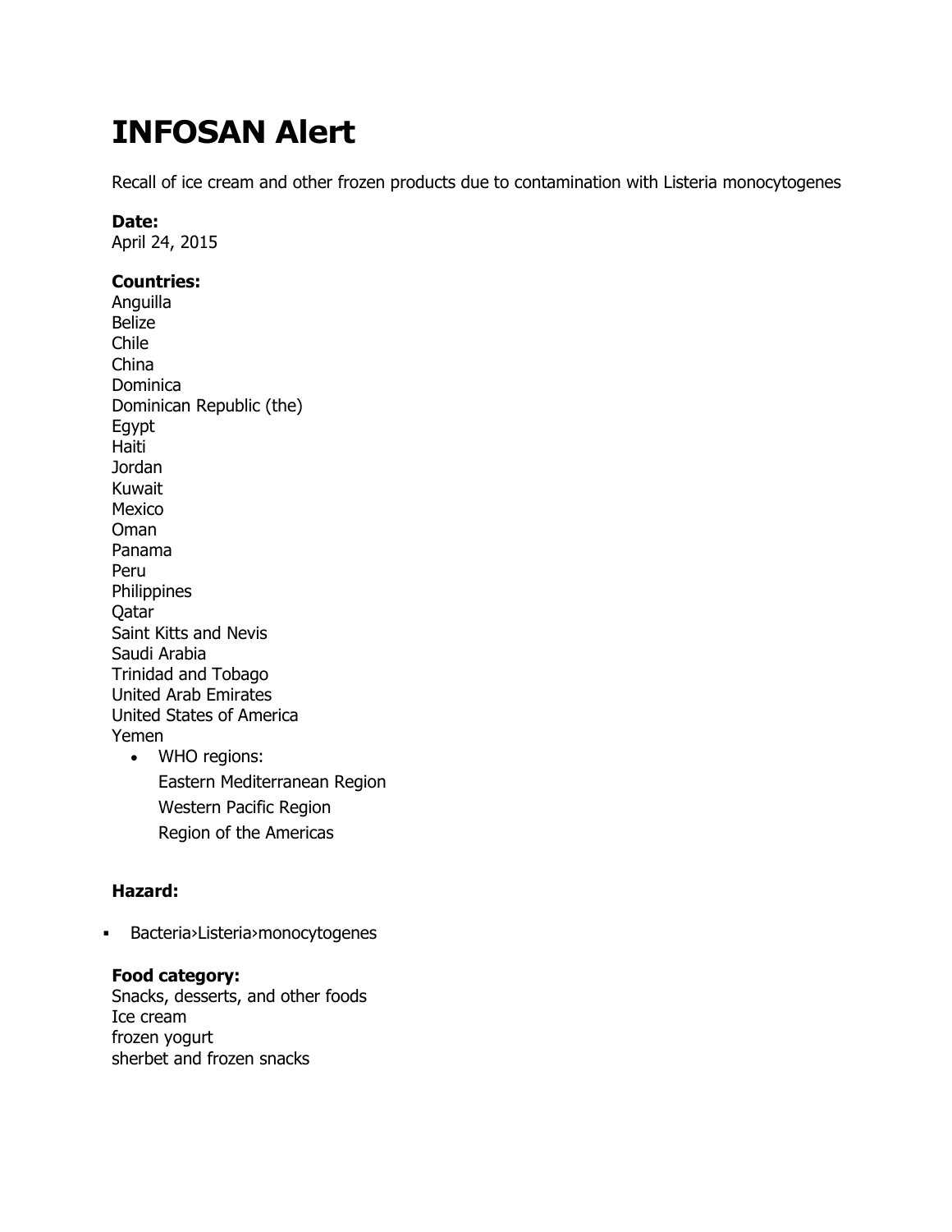# INFOSAN Alert

Recall of ice cream and other frozen products due to contamination with Listeria monocytogenes

**Date:**
April 24, 2015

**Countries:**
Anguilla
Belize
Chile
China
Dominica
Dominican Republic (the)
Egypt
Haiti
Jordan
Kuwait
Mexico
Oman
Panama
Peru
Philippines
Qatar
Saint Kitts and Nevis
Saudi Arabia
Trinidad and Tobago
United Arab Emirates
United States of America
Yemen

- WHO regions:
  Eastern Mediterranean Region
  Western Pacific Region
  Region of the Americas

**Hazard:**

- Bacteria›Listeria›monocytogenes

**Food category:**
Snacks, desserts, and other foods
Ice cream
frozen yogurt
sherbet and frozen snacks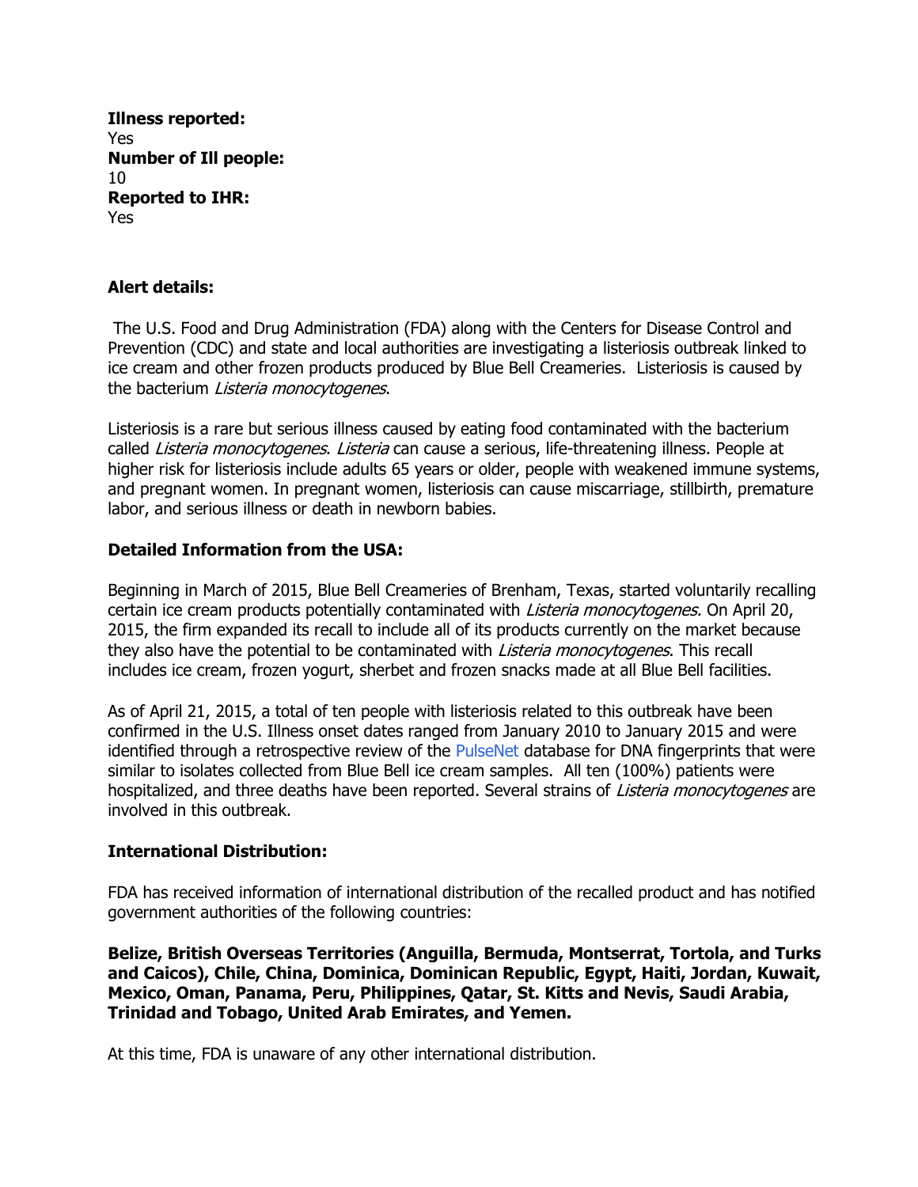**Illness reported:**
Yes
**Number of Ill people:**
10
**Reported to IHR:**
Yes

**Alert details:**

The U.S. Food and Drug Administration (FDA) along with the Centers for Disease Control and Prevention (CDC) and state and local authorities are investigating a listeriosis outbreak linked to ice cream and other frozen products produced by Blue Bell Creameries. Listeriosis is caused by the bacterium *Listeria monocytogenes*.

Listeriosis is a rare but serious illness caused by eating food contaminated with the bacterium called *Listeria monocytogenes*. *Listeria* can cause a serious, life-threatening illness. People at higher risk for listeriosis include adults 65 years or older, people with weakened immune systems, and pregnant women. In pregnant women, listeriosis can cause miscarriage, stillbirth, premature labor, and serious illness or death in newborn babies.

**Detailed Information from the USA:**

Beginning in March of 2015, Blue Bell Creameries of Brenham, Texas, started voluntarily recalling certain ice cream products potentially contaminated with *Listeria monocytogenes.* On April 20, 2015, the firm expanded its recall to include all of its products currently on the market because they also have the potential to be contaminated with *Listeria monocytogenes*. This recall includes ice cream, frozen yogurt, sherbet and frozen snacks made at all Blue Bell facilities.

As of April 21, 2015, a total of ten people with listeriosis related to this outbreak have been confirmed in the U.S. Illness onset dates ranged from January 2010 to January 2015 and were identified through a retrospective review of the PulseNet database for DNA fingerprints that were similar to isolates collected from Blue Bell ice cream samples. All ten (100%) patients were hospitalized, and three deaths have been reported. Several strains of *Listeria monocytogenes* are involved in this outbreak.

**International Distribution:**

FDA has received information of international distribution of the recalled product and has notified government authorities of the following countries:

**Belize, British Overseas Territories (Anguilla, Bermuda, Montserrat, Tortola, and Turks and Caicos), Chile, China, Dominica, Dominican Republic, Egypt, Haiti, Jordan, Kuwait, Mexico, Oman, Panama, Peru, Philippines, Qatar, St. Kitts and Nevis, Saudi Arabia, Trinidad and Tobago, United Arab Emirates, and Yemen.**

At this time, FDA is unaware of any other international distribution.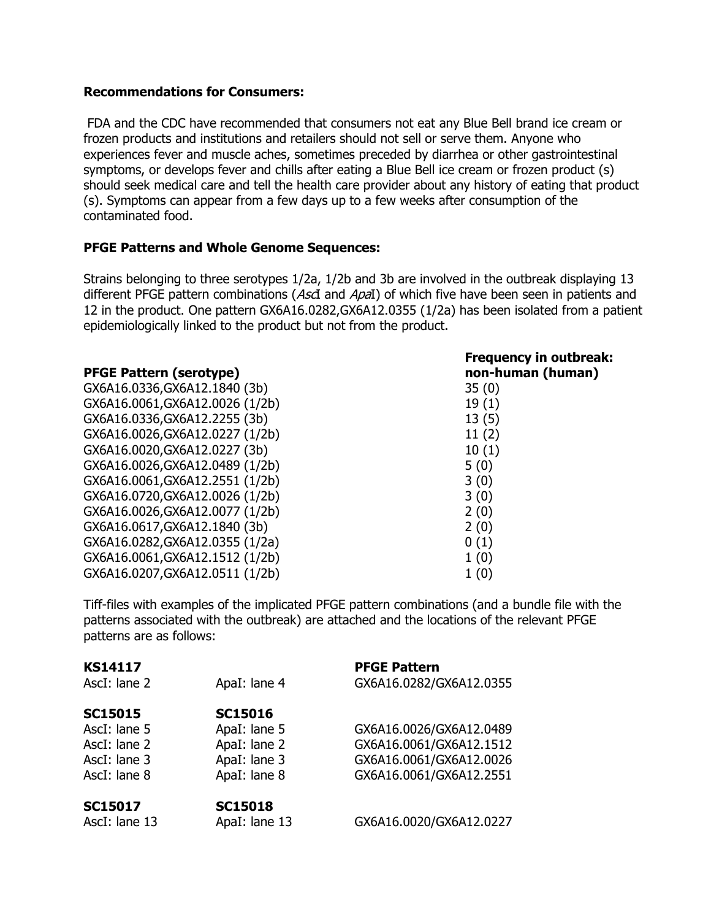**Recommendations for Consumers:**

FDA and the CDC have recommended that consumers not eat any Blue Bell brand ice cream or frozen products and institutions and retailers should not sell or serve them. Anyone who experiences fever and muscle aches, sometimes preceded by diarrhea or other gastrointestinal symptoms, or develops fever and chills after eating a Blue Bell ice cream or frozen product (s) should seek medical care and tell the health care provider about any history of eating that product (s). Symptoms can appear from a few days up to a few weeks after consumption of the contaminated food.

**PFGE Patterns and Whole Genome Sequences:**

Strains belonging to three serotypes 1/2a, 1/2b and 3b are involved in the outbreak displaying 13 different PFGE pattern combinations (*Asc*I and *Apa*I) of which five have been seen in patients and 12 in the product. One pattern GX6A16.0282,GX6A12.0355 (1/2a) has been isolated from a patient epidemiologically linked to the product but not from the product.

| PFGE Pattern (serotype) | Frequency in outbreak: non-human (human) |
|---|---|
| GX6A16.0336,GX6A12.1840 (3b) | 35 (0) |
| GX6A16.0061,GX6A12.0026 (1/2b) | 19 (1) |
| GX6A16.0336,GX6A12.2255 (3b) | 13 (5) |
| GX6A16.0026,GX6A12.0227 (1/2b) | 11 (2) |
| GX6A16.0020,GX6A12.0227 (3b) | 10 (1) |
| GX6A16.0026,GX6A12.0489 (1/2b) | 5 (0) |
| GX6A16.0061,GX6A12.2551 (1/2b) | 3 (0) |
| GX6A16.0720,GX6A12.0026 (1/2b) | 3 (0) |
| GX6A16.0026,GX6A12.0077 (1/2b) | 2 (0) |
| GX6A16.0617,GX6A12.1840 (3b) | 2 (0) |
| GX6A16.0282,GX6A12.0355 (1/2a) | 0 (1) |
| GX6A16.0061,GX6A12.1512 (1/2b) | 1 (0) |
| GX6A16.0207,GX6A12.0511 (1/2b) | 1 (0) |

Tiff-files with examples of the implicated PFGE pattern combinations (and a bundle file with the patterns associated with the outbreak) are attached and the locations of the relevant PFGE patterns are as follows:

| **KS14117** | | **PFGE Pattern** |
|---|---|---|
| AscI: lane 2 | ApaI: lane 4 | GX6A16.0282/GX6A12.0355 |
| **SC15015** | **SC15016** | |
| AscI: lane 5 | ApaI: lane 5 | GX6A16.0026/GX6A12.0489 |
| AscI: lane 2 | ApaI: lane 2 | GX6A16.0061/GX6A12.1512 |
| AscI: lane 3 | ApaI: lane 3 | GX6A16.0061/GX6A12.0026 |
| AscI: lane 8 | ApaI: lane 8 | GX6A16.0061/GX6A12.2551 |
| **SC15017** | **SC15018** | |
| AscI: lane 13 | ApaI: lane 13 | GX6A16.0020/GX6A12.0227 |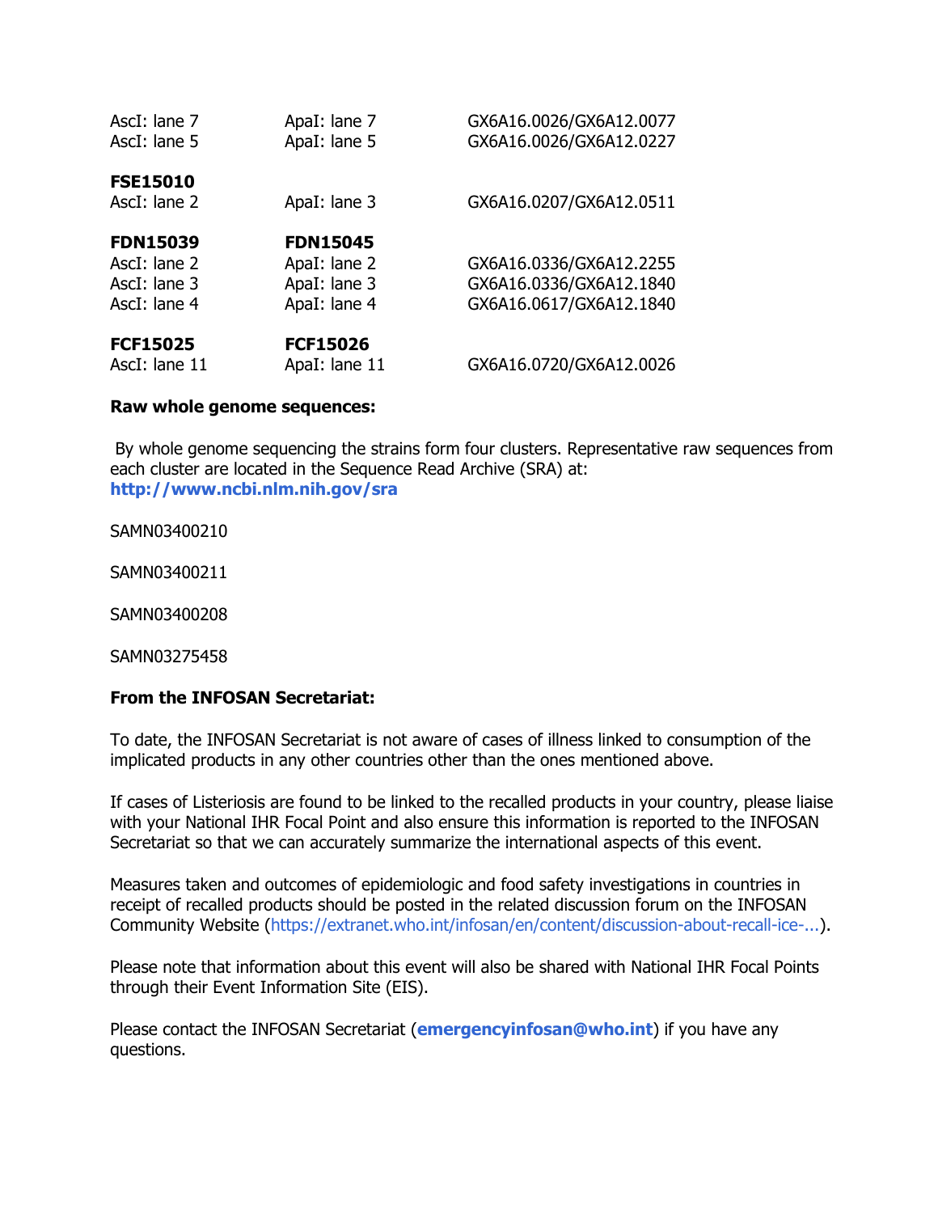| | | |
|---|---|---|
| AscI: lane 7 | ApaI: lane 7 | GX6A16.0026/GX6A12.0077 |
| AscI: lane 5 | ApaI: lane 5 | GX6A16.0026/GX6A12.0227 |
| **FSE15010** | | |
| AscI: lane 2 | ApaI: lane 3 | GX6A16.0207/GX6A12.0511 |
| **FDN15039** | **FDN15045** | |
| AscI: lane 2 | ApaI: lane 2 | GX6A16.0336/GX6A12.2255 |
| AscI: lane 3 | ApaI: lane 3 | GX6A16.0336/GX6A12.1840 |
| AscI: lane 4 | ApaI: lane 4 | GX6A16.0617/GX6A12.1840 |
| **FCF15025** | **FCF15026** | |
| AscI: lane 11 | ApaI: lane 11 | GX6A16.0720/GX6A12.0026 |

**Raw whole genome sequences:**

By whole genome sequencing the strains form four clusters. Representative raw sequences from each cluster are located in the Sequence Read Archive (SRA) at: **http://www.ncbi.nlm.nih.gov/sra**

SAMN03400210

SAMN03400211

SAMN03400208

SAMN03275458

**From the INFOSAN Secretariat:**

To date, the INFOSAN Secretariat is not aware of cases of illness linked to consumption of the implicated products in any other countries other than the ones mentioned above.

If cases of Listeriosis are found to be linked to the recalled products in your country, please liaise with your National IHR Focal Point and also ensure this information is reported to the INFOSAN Secretariat so that we can accurately summarize the international aspects of this event.

Measures taken and outcomes of epidemiologic and food safety investigations in countries in receipt of recalled products should be posted in the related discussion forum on the INFOSAN Community Website (https://extranet.who.int/infosan/en/content/discussion-about-recall-ice-...).

Please note that information about this event will also be shared with National IHR Focal Points through their Event Information Site (EIS).

Please contact the INFOSAN Secretariat (**emergencyinfosan@who.int**) if you have any questions.